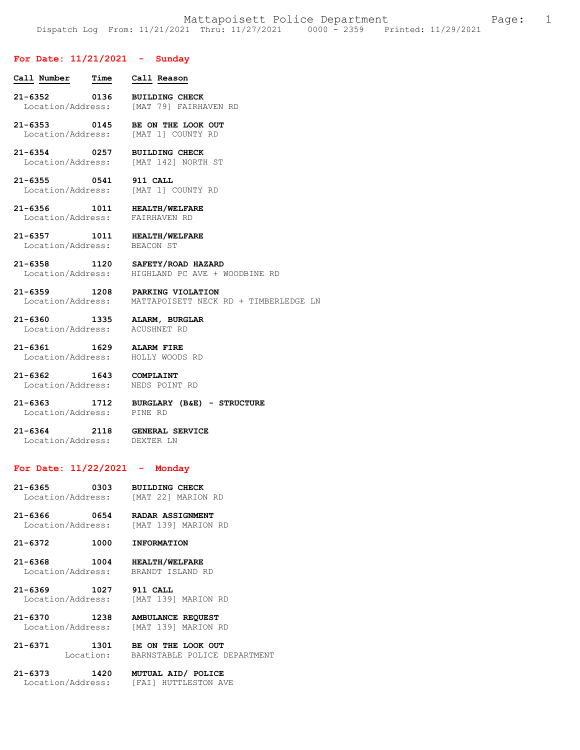# Mattapoisett Police Department

Dispatch Log From: 11/21/2021 Thru: 11/27/2021 0000 - 2359 Printed: 11/29/2021

## For Date: 11/21/2021 - Sunday

| Call Number | Time | Call Reason |
|---|---|---|
| 21-6352 | 0136 | **BUILDING CHECK** |
| Location/Address: | | [MAT 79] FAIRHAVEN RD |
| 21-6353 | 0145 | **BE ON THE LOOK OUT** |
| Location/Address: | | [MAT 1] COUNTY RD |
| 21-6354 | 0257 | **BUILDING CHECK** |
| Location/Address: | | [MAT 142] NORTH ST |
| 21-6355 | 0541 | **911 CALL** |
| Location/Address: | | [MAT 1] COUNTY RD |
| 21-6356 | 1011 | **HEALTH/WELFARE** |
| Location/Address: | | FAIRHAVEN RD |
| 21-6357 | 1011 | **HEALTH/WELFARE** |
| Location/Address: | | BEACON ST |
| 21-6358 | 1120 | **SAFETY/ROAD HAZARD** |
| Location/Address: | | HIGHLAND PC AVE + WOODBINE RD |
| 21-6359 | 1208 | **PARKING VIOLATION** |
| Location/Address: | | MATTAPOISETT NECK RD + TIMBERLEDGE LN |
| 21-6360 | 1335 | **ALARM, BURGLAR** |
| Location/Address: | | ACUSHNET RD |
| 21-6361 | 1629 | **ALARM FIRE** |
| Location/Address: | | HOLLY WOODS RD |
| 21-6362 | 1643 | **COMPLAINT** |
| Location/Address: | | NEDS POINT RD |
| 21-6363 | 1712 | **BURGLARY (B&E) - STRUCTURE** |
| Location/Address: | | PINE RD |
| 21-6364 | 2118 | **GENERAL SERVICE** |
| Location/Address: | | DEXTER LN |

## For Date: 11/22/2021 - Monday

| Call Number | Time | Call Reason |
|---|---|---|
| 21-6365 | 0303 | **BUILDING CHECK** |
| Location/Address: | | [MAT 22] MARION RD |
| 21-6366 | 0654 | **RADAR ASSIGNMENT** |
| Location/Address: | | [MAT 139] MARION RD |
| 21-6372 | 1000 | **INFORMATION** |
| 21-6368 | 1004 | **HEALTH/WELFARE** |
| Location/Address: | | BRANDT ISLAND RD |
| 21-6369 | 1027 | **911 CALL** |
| Location/Address: | | [MAT 139] MARION RD |
| 21-6370 | 1238 | **AMBULANCE REQUEST** |
| Location/Address: | | [MAT 139] MARION RD |
| 21-6371 | 1301 | **BE ON THE LOOK OUT** |
| Location: | | BARNSTABLE POLICE DEPARTMENT |
| 21-6373 | 1420 | **MUTUAL AID/ POLICE** |
| Location/Address: | | [FAI] HUTTLESTON AVE |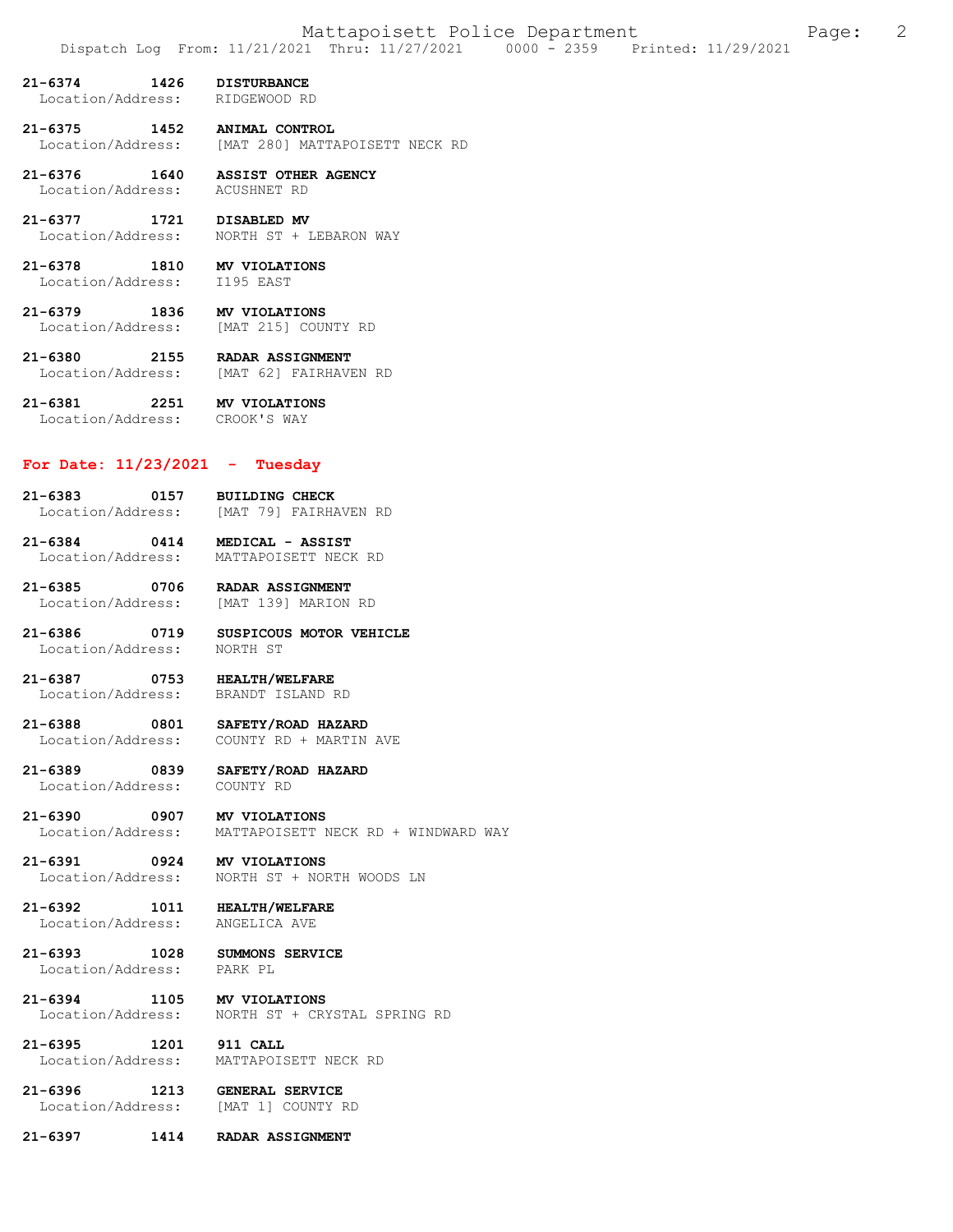**21-6374 1426 DISTURBANCE**
Location/Address: RIDGEWOOD RD

**21-6375 1452 ANIMAL CONTROL**
Location/Address: [MAT 280] MATTAPOISETT NECK RD

**21-6376 1640 ASSIST OTHER AGENCY**
Location/Address: ACUSHNET RD

**21-6377 1721 DISABLED MV**
Location/Address: NORTH ST + LEBARON WAY

**21-6378 1810 MV VIOLATIONS**
Location/Address: I195 EAST

**21-6379 1836 MV VIOLATIONS**
Location/Address: [MAT 215] COUNTY RD

**21-6380 2155 RADAR ASSIGNMENT**
Location/Address: [MAT 62] FAIRHAVEN RD

**21-6381 2251 MV VIOLATIONS**
Location/Address: CROOK'S WAY

## For Date: 11/23/2021 - Tuesday

**21-6383 0157 BUILDING CHECK**
Location/Address: [MAT 79] FAIRHAVEN RD

**21-6384 0414 MEDICAL - ASSIST**
Location/Address: MATTAPOISETT NECK RD

**21-6385 0706 RADAR ASSIGNMENT**
Location/Address: [MAT 139] MARION RD

**21-6386 0719 SUSPICOUS MOTOR VEHICLE**
Location/Address: NORTH ST

**21-6387 0753 HEALTH/WELFARE**
Location/Address: BRANDT ISLAND RD

**21-6388 0801 SAFETY/ROAD HAZARD**
Location/Address: COUNTY RD + MARTIN AVE

**21-6389 0839 SAFETY/ROAD HAZARD**
Location/Address: COUNTY RD

**21-6390 0907 MV VIOLATIONS**
Location/Address: MATTAPOISETT NECK RD + WINDWARD WAY

**21-6391 0924 MV VIOLATIONS**
Location/Address: NORTH ST + NORTH WOODS LN

**21-6392 1011 HEALTH/WELFARE**
Location/Address: ANGELICA AVE

**21-6393 1028 SUMMONS SERVICE**
Location/Address: PARK PL

**21-6394 1105 MV VIOLATIONS**
Location/Address: NORTH ST + CRYSTAL SPRING RD

**21-6395 1201 911 CALL**
Location/Address: MATTAPOISETT NECK RD

**21-6396 1213 GENERAL SERVICE**
Location/Address: [MAT 1] COUNTY RD

**21-6397 1414 RADAR ASSIGNMENT**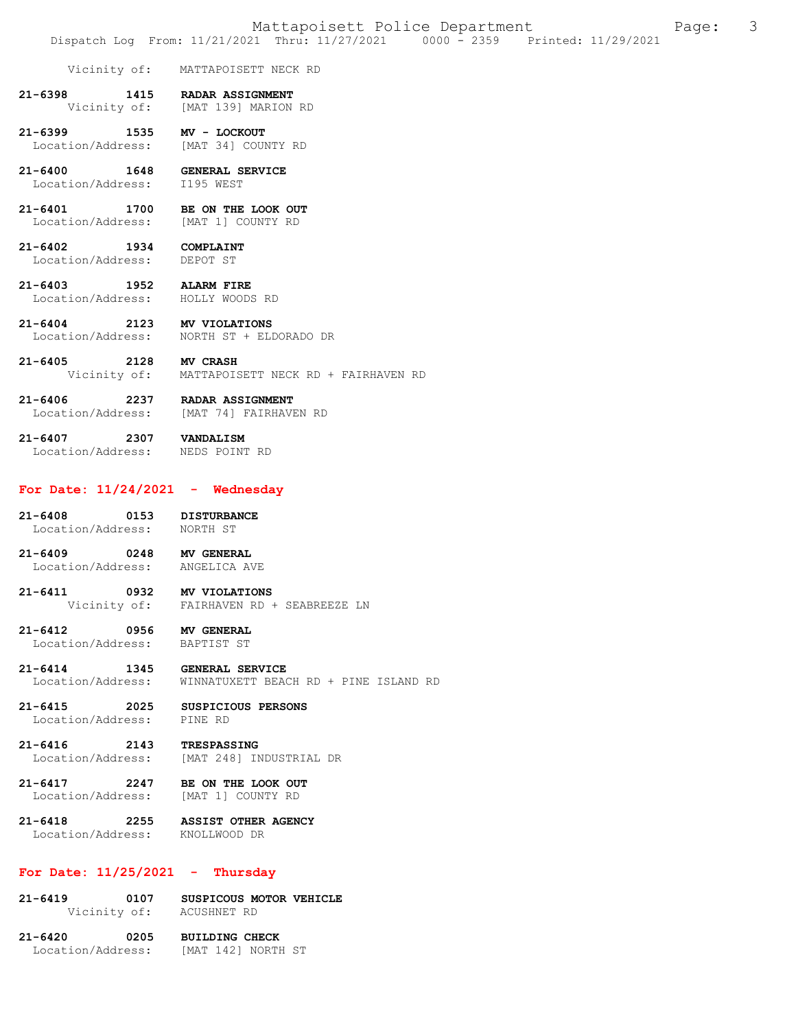Vicinity of: MATTAPOISETT NECK RD

**21-6398 1415 RADAR ASSIGNMENT**
Vicinity of: [MAT 139] MARION RD

**21-6399 1535 MV - LOCKOUT**
Location/Address: [MAT 34] COUNTY RD

**21-6400 1648 GENERAL SERVICE**
Location/Address: I195 WEST

**21-6401 1700 BE ON THE LOOK OUT**
Location/Address: [MAT 1] COUNTY RD

**21-6402 1934 COMPLAINT**
Location/Address: DEPOT ST

**21-6403 1952 ALARM FIRE**
Location/Address: HOLLY WOODS RD

**21-6404 2123 MV VIOLATIONS**
Location/Address: NORTH ST + ELDORADO DR

**21-6405 2128 MV CRASH**
Vicinity of: MATTAPOISETT NECK RD + FAIRHAVEN RD

**21-6406 2237 RADAR ASSIGNMENT**
Location/Address: [MAT 74] FAIRHAVEN RD

**21-6407 2307 VANDALISM**
Location/Address: NEDS POINT RD

## For Date: 11/24/2021 - Wednesday

**21-6408 0153 DISTURBANCE**
Location/Address: NORTH ST

**21-6409 0248 MV GENERAL**
Location/Address: ANGELICA AVE

**21-6411 0932 MV VIOLATIONS**
Vicinity of: FAIRHAVEN RD + SEABREEZE LN

**21-6412 0956 MV GENERAL**
Location/Address: BAPTIST ST

**21-6414 1345 GENERAL SERVICE**
Location/Address: WINNATUXETT BEACH RD + PINE ISLAND RD

**21-6415 2025 SUSPICIOUS PERSONS**
Location/Address: PINE RD

**21-6416 2143 TRESPASSING**
Location/Address: [MAT 248] INDUSTRIAL DR

**21-6417 2247 BE ON THE LOOK OUT**
Location/Address: [MAT 1] COUNTY RD

**21-6418 2255 ASSIST OTHER AGENCY**
Location/Address: KNOLLWOOD DR

## For Date: 11/25/2021 - Thursday

**21-6419 0107 SUSPICOUS MOTOR VEHICLE**
Vicinity of: ACUSHNET RD

**21-6420 0205 BUILDING CHECK**
Location/Address: [MAT 142] NORTH ST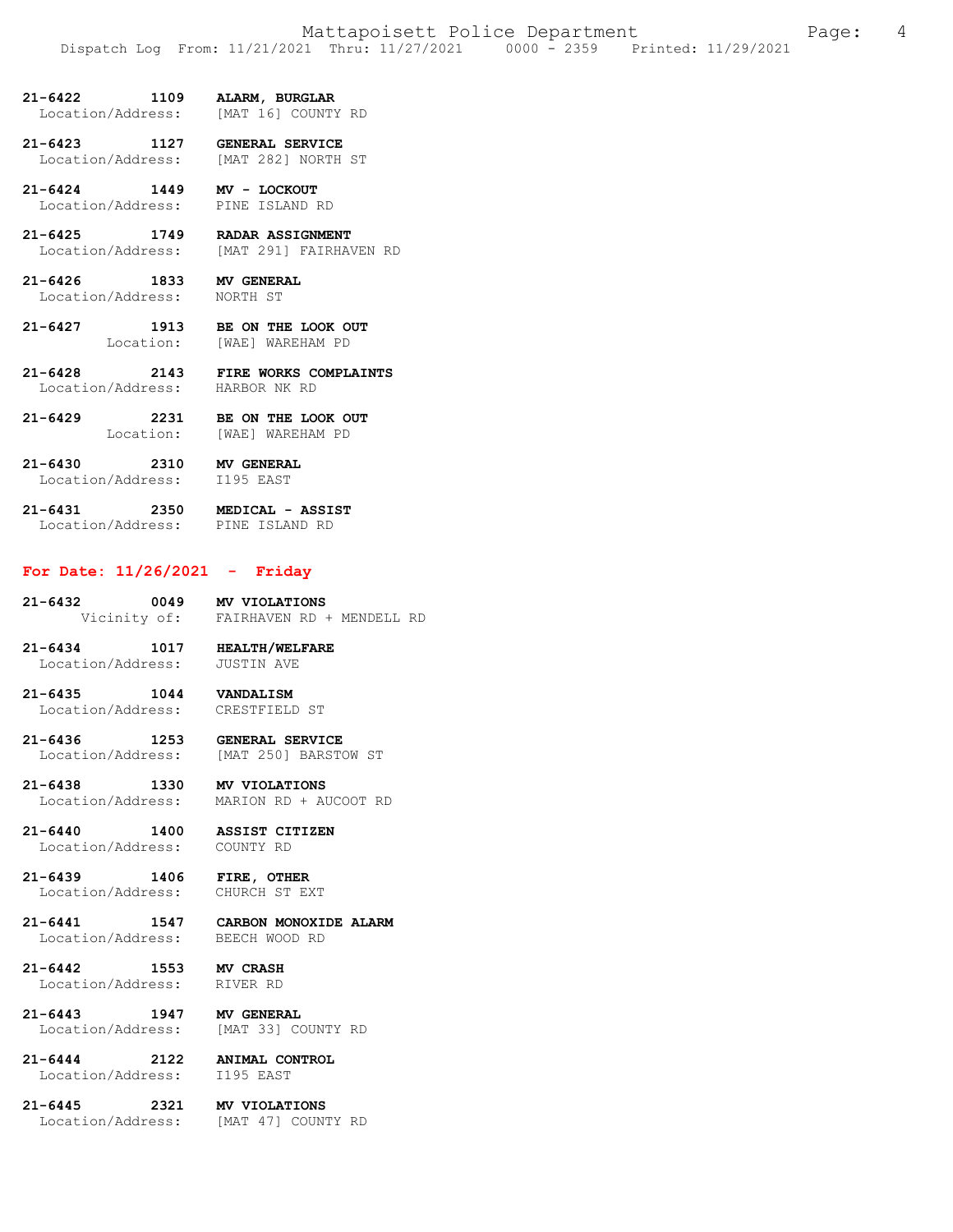**21-6422 1109 ALARM, BURGLAR**
Location/Address: [MAT 16] COUNTY RD

**21-6423 1127 GENERAL SERVICE**
Location/Address: [MAT 282] NORTH ST

**21-6424 1449 MV - LOCKOUT**
Location/Address: PINE ISLAND RD

**21-6425 1749 RADAR ASSIGNMENT**
Location/Address: [MAT 291] FAIRHAVEN RD

**21-6426 1833 MV GENERAL**
Location/Address: NORTH ST

**21-6427 1913 BE ON THE LOOK OUT**
Location: [WAE] WAREHAM PD

**21-6428 2143 FIRE WORKS COMPLAINTS**
Location/Address: HARBOR NK RD

**21-6429 2231 BE ON THE LOOK OUT**
Location: [WAE] WAREHAM PD

**21-6430 2310 MV GENERAL**
Location/Address: I195 EAST

**21-6431 2350 MEDICAL - ASSIST**
Location/Address: PINE ISLAND RD

## For Date: 11/26/2021 - Friday

**21-6432 0049 MV VIOLATIONS**
Vicinity of: FAIRHAVEN RD + MENDELL RD

**21-6434 1017 HEALTH/WELFARE**
Location/Address: JUSTIN AVE

**21-6435 1044 VANDALISM**
Location/Address: CRESTFIELD ST

**21-6436 1253 GENERAL SERVICE**
Location/Address: [MAT 250] BARSTOW ST

**21-6438 1330 MV VIOLATIONS**
Location/Address: MARION RD + AUCOOT RD

**21-6440 1400 ASSIST CITIZEN**
Location/Address: COUNTY RD

**21-6439 1406 FIRE, OTHER**
Location/Address: CHURCH ST EXT

**21-6441 1547 CARBON MONOXIDE ALARM**
Location/Address: BEECH WOOD RD

**21-6442 1553 MV CRASH**
Location/Address: RIVER RD

**21-6443 1947 MV GENERAL**
Location/Address: [MAT 33] COUNTY RD

**21-6444 2122 ANIMAL CONTROL**
Location/Address: I195 EAST

**21-6445 2321 MV VIOLATIONS**
Location/Address: [MAT 47] COUNTY RD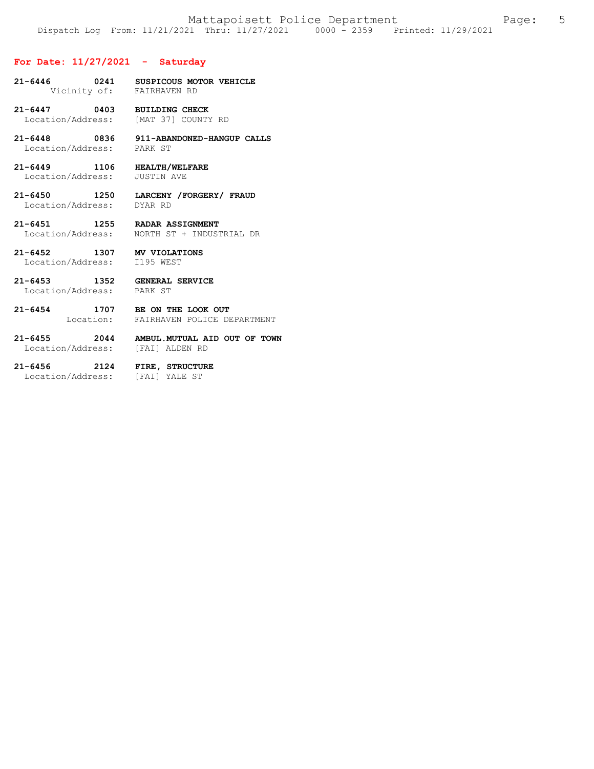## For Date: 11/27/2021 - Saturday

**21-6446** **0241** **SUSPICOUS MOTOR VEHICLE**
Vicinity of: FAIRHAVEN RD

**21-6447** **0403** **BUILDING CHECK**
Location/Address: [MAT 37] COUNTY RD

**21-6448** **0836** **911-ABANDONED-HANGUP CALLS**
Location/Address: PARK ST

**21-6449** **1106** **HEALTH/WELFARE**
Location/Address: JUSTIN AVE

**21-6450** **1250** **LARCENY /FORGERY/ FRAUD**
Location/Address: DYAR RD

**21-6451** **1255** **RADAR ASSIGNMENT**
Location/Address: NORTH ST + INDUSTRIAL DR

**21-6452** **1307** **MV VIOLATIONS**
Location/Address: I195 WEST

**21-6453** **1352** **GENERAL SERVICE**
Location/Address: PARK ST

**21-6454** **1707** **BE ON THE LOOK OUT**
Location: FAIRHAVEN POLICE DEPARTMENT

**21-6455** **2044** **AMBUL.MUTUAL AID OUT OF TOWN**
Location/Address: [FAI] ALDEN RD

**21-6456** **2124** **FIRE, STRUCTURE**
Location/Address: [FAI] YALE ST